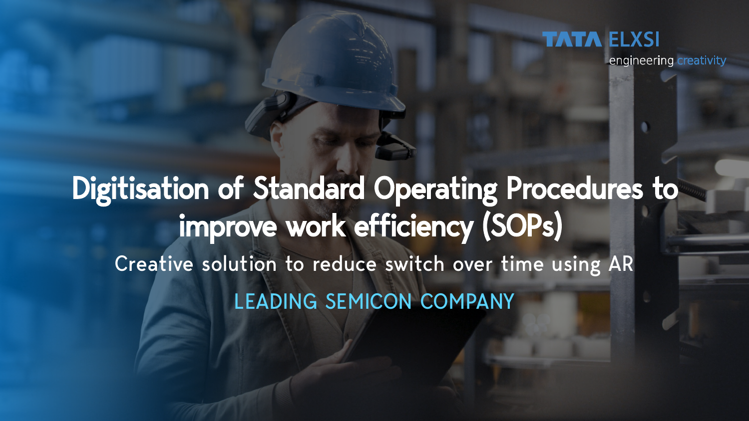TATA ELXSI

engineering creativity

# Digitisation of Standard Operating Procedures to improve work efficiency (SOPs)

## Creative solution to reduce switch over time using AR

LEADING SEMICON COMPANY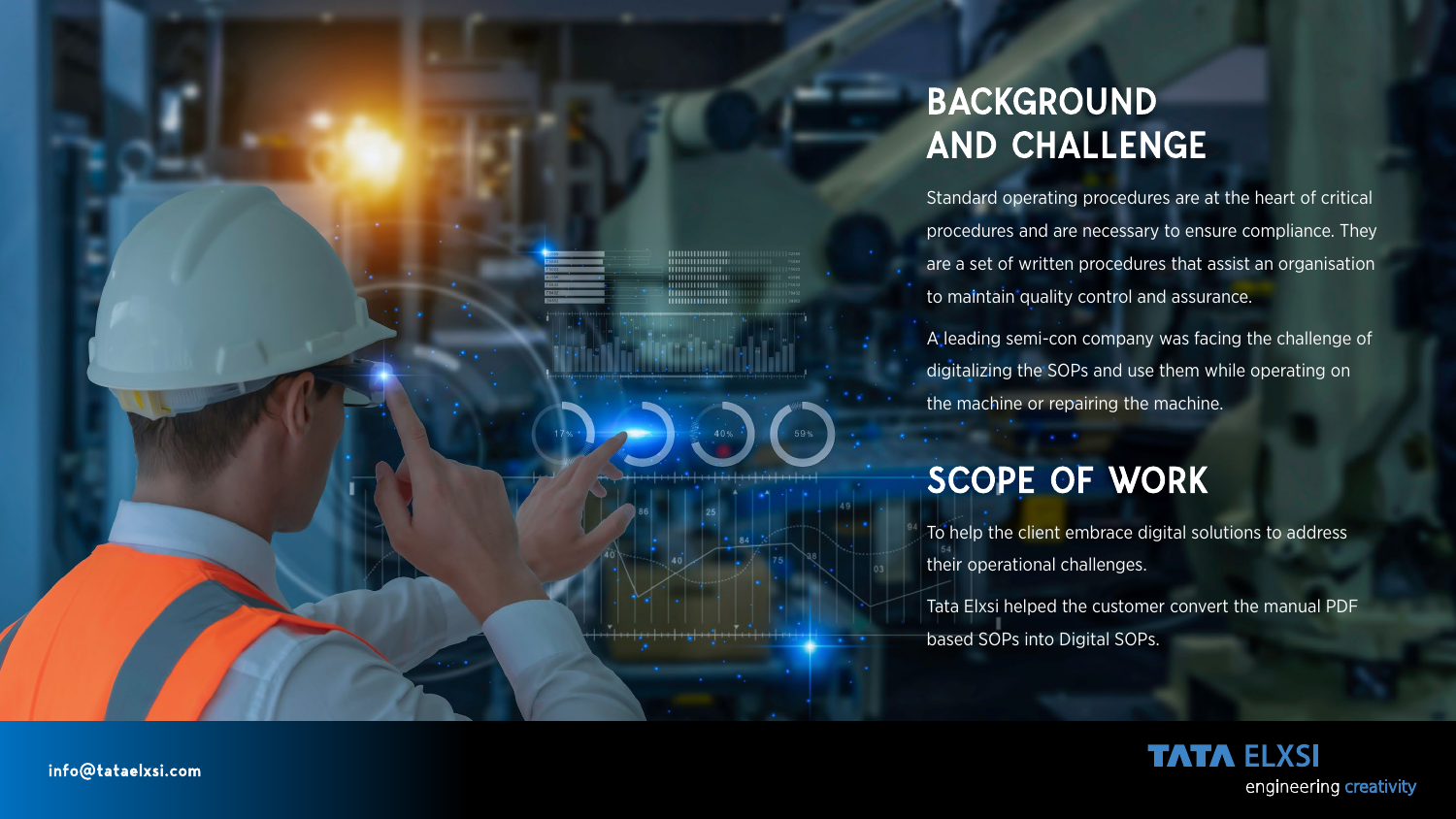## BACKGROUND AND CHALLENGE

Standard operating procedures are at the heart of critical procedures and are necessary to ensure compliance. They are a set of written procedures that assist an organisation to maintain quality control and assurance.

A leading semi-con company was facing the challenge of digitalizing the SOPs and use them while operating on the machine or repairing the machine.

## SCOPE OF WORK

To help the client embrace digital solutions to address their operational challenges.

Tata Elxsi helped the customer convert the manual PDF based SOPs into Digital SOPs.

info@tataelxsi.com

TATA ELXSI
engineering creativity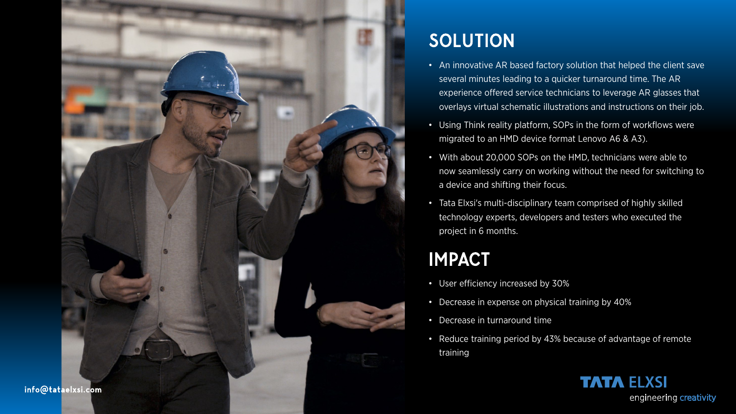## SOLUTION

- An innovative AR based factory solution that helped the client save several minutes leading to a quicker turnaround time. The AR experience offered service technicians to leverage AR glasses that overlays virtual schematic illustrations and instructions on their job.
- Using Think reality platform, SOPs in the form of workflows were migrated to an HMD device format Lenovo A6 & A3).
- With about 20,000 SOPs on the HMD, technicians were able to now seamlessly carry on working without the need for switching to a device and shifting their focus.
- Tata Elxsi's multi-disciplinary team comprised of highly skilled technology experts, developers and testers who executed the project in 6 months.

## IMPACT

- User efficiency increased by 30%
- Decrease in expense on physical training by 40%
- Decrease in turnaround time
- Reduce training period by 43% because of advantage of remote training

info@tataelxsi.com

TATA ELXSI
engineering creativity